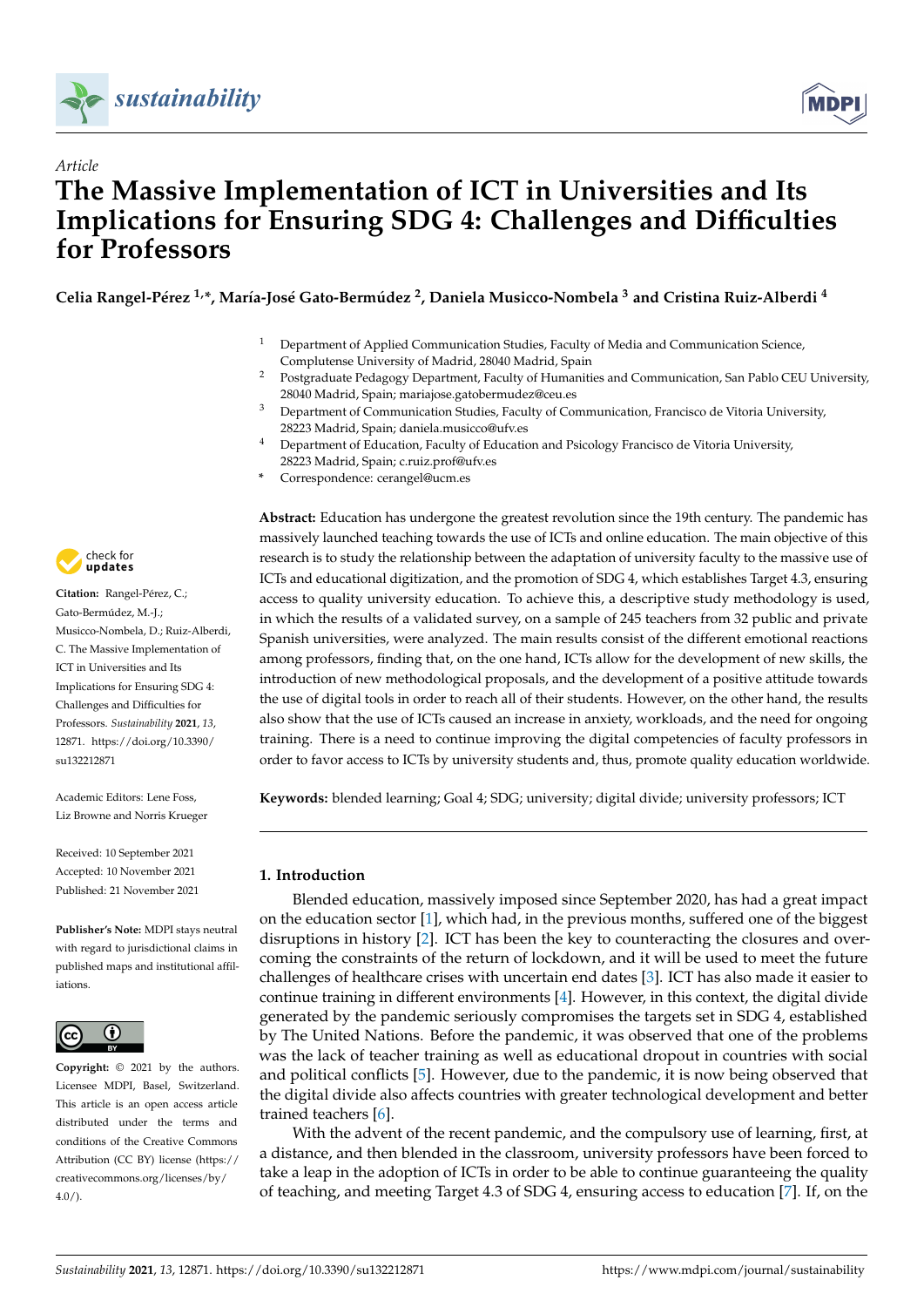*Article*

# The Massive Implementation of ICT in Universities and Its Implications for Ensuring SDG 4: Challenges and Difficulties for Professors

**Celia Rangel-Pérez [1,*], María-José Gato-Bermúdez [2], Daniela Musicco-Nombela [3] and Cristina Ruiz-Alberdi [4]**

[1] Department of Applied Communication Studies, Faculty of Media and Communication Science, Complutense University of Madrid, 28040 Madrid, Spain
[2] Postgraduate Pedagogy Department, Faculty of Humanities and Communication, San Pablo CEU University, 28040 Madrid, Spain; mariajose.gatobermudez@ceu.es
[3] Department of Communication Studies, Faculty of Communication, Francisco de Vitoria University, 28223 Madrid, Spain; daniela.musicco@ufv.es
[4] Department of Education, Faculty of Education and Psicology Francisco de Vitoria University, 28223 Madrid, Spain; c.ruiz.prof@ufv.es
* Correspondence: cerangel@ucm.es

**Citation:** Rangel-Pérez, C.; Gato-Bermúdez, M.-J.; Musicco-Nombela, D.; Ruiz-Alberdi, C. The Massive Implementation of ICT in Universities and Its Implications for Ensuring SDG 4: Challenges and Difficulties for Professors. *Sustainability* **2021**, *13*, 12871. https://doi.org/10.3390/su132212871

Academic Editors: Lene Foss, Liz Browne and Norris Krueger

Received: 10 September 2021
Accepted: 10 November 2021
Published: 21 November 2021

**Publisher's Note:** MDPI stays neutral with regard to jurisdictional claims in published maps and institutional affiliations.

**Copyright:** © 2021 by the authors. Licensee MDPI, Basel, Switzerland. This article is an open access article distributed under the terms and conditions of the Creative Commons Attribution (CC BY) license (https://creativecommons.org/licenses/by/4.0/).

**Abstract:** Education has undergone the greatest revolution since the 19th century. The pandemic has massively launched teaching towards the use of ICTs and online education. The main objective of this research is to study the relationship between the adaptation of university faculty to the massive use of ICTs and educational digitization, and the promotion of SDG 4, which establishes Target 4.3, ensuring access to quality university education. To achieve this, a descriptive study methodology is used, in which the results of a validated survey, on a sample of 245 teachers from 32 public and private Spanish universities, were analyzed. The main results consist of the different emotional reactions among professors, finding that, on the one hand, ICTs allow for the development of new skills, the introduction of new methodological proposals, and the development of a positive attitude towards the use of digital tools in order to reach all of their students. However, on the other hand, the results also show that the use of ICTs caused an increase in anxiety, workloads, and the need for ongoing training. There is a need to continue improving the digital competencies of faculty professors in order to favor access to ICTs by university students and, thus, promote quality education worldwide.

**Keywords:** blended learning; Goal 4; SDG; university; digital divide; university professors; ICT

## 1. Introduction

Blended education, massively imposed since September 2020, has had a great impact on the education sector [1], which had, in the previous months, suffered one of the biggest disruptions in history [2]. ICT has been the key to counteracting the closures and overcoming the constraints of the return of lockdown, and it will be used to meet the future challenges of healthcare crises with uncertain end dates [3]. ICT has also made it easier to continue training in different environments [4]. However, in this context, the digital divide generated by the pandemic seriously compromises the targets set in SDG 4, established by The United Nations. Before the pandemic, it was observed that one of the problems was the lack of teacher training as well as educational dropout in countries with social and political conflicts [5]. However, due to the pandemic, it is now being observed that the digital divide also affects countries with greater technological development and better trained teachers [6].

With the advent of the recent pandemic, and the compulsory use of learning, first, at a distance, and then blended in the classroom, university professors have been forced to take a leap in the adoption of ICTs in order to be able to continue guaranteeing the quality of teaching, and meeting Target 4.3 of SDG 4, ensuring access to education [7]. If, on the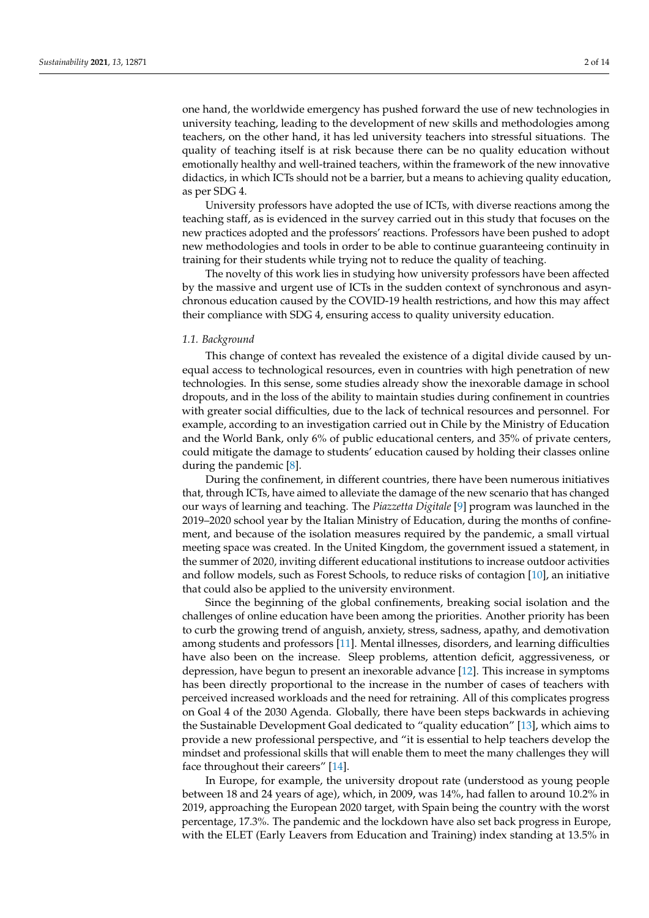one hand, the worldwide emergency has pushed forward the use of new technologies in university teaching, leading to the development of new skills and methodologies among teachers, on the other hand, it has led university teachers into stressful situations. The quality of teaching itself is at risk because there can be no quality education without emotionally healthy and well-trained teachers, within the framework of the new innovative didactics, in which ICTs should not be a barrier, but a means to achieving quality education, as per SDG 4.

University professors have adopted the use of ICTs, with diverse reactions among the teaching staff, as is evidenced in the survey carried out in this study that focuses on the new practices adopted and the professors' reactions. Professors have been pushed to adopt new methodologies and tools in order to be able to continue guaranteeing continuity in training for their students while trying not to reduce the quality of teaching.

The novelty of this work lies in studying how university professors have been affected by the massive and urgent use of ICTs in the sudden context of synchronous and asynchronous education caused by the COVID-19 health restrictions, and how this may affect their compliance with SDG 4, ensuring access to quality university education.

### 1.1. Background

This change of context has revealed the existence of a digital divide caused by unequal access to technological resources, even in countries with high penetration of new technologies. In this sense, some studies already show the inexorable damage in school dropouts, and in the loss of the ability to maintain studies during confinement in countries with greater social difficulties, due to the lack of technical resources and personnel. For example, according to an investigation carried out in Chile by the Ministry of Education and the World Bank, only 6% of public educational centers, and 35% of private centers, could mitigate the damage to students' education caused by holding their classes online during the pandemic [8].

During the confinement, in different countries, there have been numerous initiatives that, through ICTs, have aimed to alleviate the damage of the new scenario that has changed our ways of learning and teaching. The *Piazzetta Digitale* [9] program was launched in the 2019–2020 school year by the Italian Ministry of Education, during the months of confinement, and because of the isolation measures required by the pandemic, a small virtual meeting space was created. In the United Kingdom, the government issued a statement, in the summer of 2020, inviting different educational institutions to increase outdoor activities and follow models, such as Forest Schools, to reduce risks of contagion [10], an initiative that could also be applied to the university environment.

Since the beginning of the global confinements, breaking social isolation and the challenges of online education have been among the priorities. Another priority has been to curb the growing trend of anguish, anxiety, stress, sadness, apathy, and demotivation among students and professors [11]. Mental illnesses, disorders, and learning difficulties have also been on the increase. Sleep problems, attention deficit, aggressiveness, or depression, have begun to present an inexorable advance [12]. This increase in symptoms has been directly proportional to the increase in the number of cases of teachers with perceived increased workloads and the need for retraining. All of this complicates progress on Goal 4 of the 2030 Agenda. Globally, there have been steps backwards in achieving the Sustainable Development Goal dedicated to "quality education" [13], which aims to provide a new professional perspective, and "it is essential to help teachers develop the mindset and professional skills that will enable them to meet the many challenges they will face throughout their careers" [14].

In Europe, for example, the university dropout rate (understood as young people between 18 and 24 years of age), which, in 2009, was 14%, had fallen to around 10.2% in 2019, approaching the European 2020 target, with Spain being the country with the worst percentage, 17.3%. The pandemic and the lockdown have also set back progress in Europe, with the ELET (Early Leavers from Education and Training) index standing at 13.5% in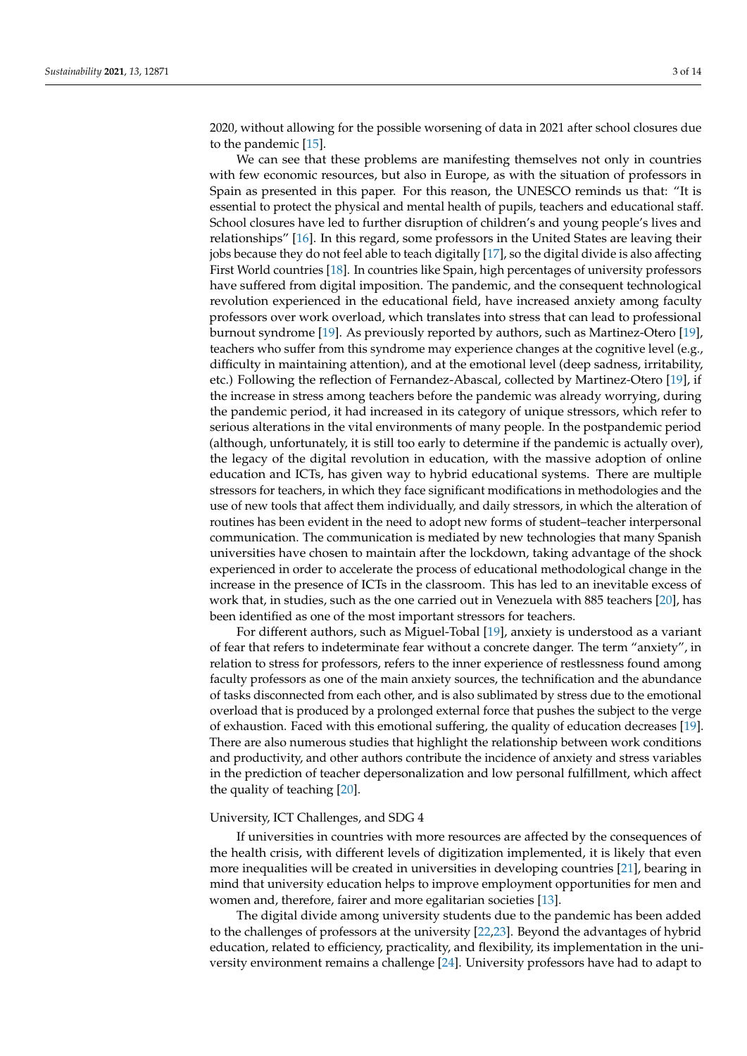2020, without allowing for the possible worsening of data in 2021 after school closures due to the pandemic [15].

We can see that these problems are manifesting themselves not only in countries with few economic resources, but also in Europe, as with the situation of professors in Spain as presented in this paper. For this reason, the UNESCO reminds us that: "It is essential to protect the physical and mental health of pupils, teachers and educational staff. School closures have led to further disruption of children's and young people's lives and relationships" [16]. In this regard, some professors in the United States are leaving their jobs because they do not feel able to teach digitally [17], so the digital divide is also affecting First World countries [18]. In countries like Spain, high percentages of university professors have suffered from digital imposition. The pandemic, and the consequent technological revolution experienced in the educational field, have increased anxiety among faculty professors over work overload, which translates into stress that can lead to professional burnout syndrome [19]. As previously reported by authors, such as Martinez-Otero [19], teachers who suffer from this syndrome may experience changes at the cognitive level (e.g., difficulty in maintaining attention), and at the emotional level (deep sadness, irritability, etc.) Following the reflection of Fernandez-Abascal, collected by Martinez-Otero [19], if the increase in stress among teachers before the pandemic was already worrying, during the pandemic period, it had increased in its category of unique stressors, which refer to serious alterations in the vital environments of many people. In the postpandemic period (although, unfortunately, it is still too early to determine if the pandemic is actually over), the legacy of the digital revolution in education, with the massive adoption of online education and ICTs, has given way to hybrid educational systems. There are multiple stressors for teachers, in which they face significant modifications in methodologies and the use of new tools that affect them individually, and daily stressors, in which the alteration of routines has been evident in the need to adopt new forms of student–teacher interpersonal communication. The communication is mediated by new technologies that many Spanish universities have chosen to maintain after the lockdown, taking advantage of the shock experienced in order to accelerate the process of educational methodological change in the increase in the presence of ICTs in the classroom. This has led to an inevitable excess of work that, in studies, such as the one carried out in Venezuela with 885 teachers [20], has been identified as one of the most important stressors for teachers.

For different authors, such as Miguel-Tobal [19], anxiety is understood as a variant of fear that refers to indeterminate fear without a concrete danger. The term "anxiety", in relation to stress for professors, refers to the inner experience of restlessness found among faculty professors as one of the main anxiety sources, the technification and the abundance of tasks disconnected from each other, and is also sublimated by stress due to the emotional overload that is produced by a prolonged external force that pushes the subject to the verge of exhaustion. Faced with this emotional suffering, the quality of education decreases [19]. There are also numerous studies that highlight the relationship between work conditions and productivity, and other authors contribute the incidence of anxiety and stress variables in the prediction of teacher depersonalization and low personal fulfillment, which affect the quality of teaching [20].

University, ICT Challenges, and SDG 4

If universities in countries with more resources are affected by the consequences of the health crisis, with different levels of digitization implemented, it is likely that even more inequalities will be created in universities in developing countries [21], bearing in mind that university education helps to improve employment opportunities for men and women and, therefore, fairer and more egalitarian societies [13].

The digital divide among university students due to the pandemic has been added to the challenges of professors at the university [22,23]. Beyond the advantages of hybrid education, related to efficiency, practicality, and flexibility, its implementation in the university environment remains a challenge [24]. University professors have had to adapt to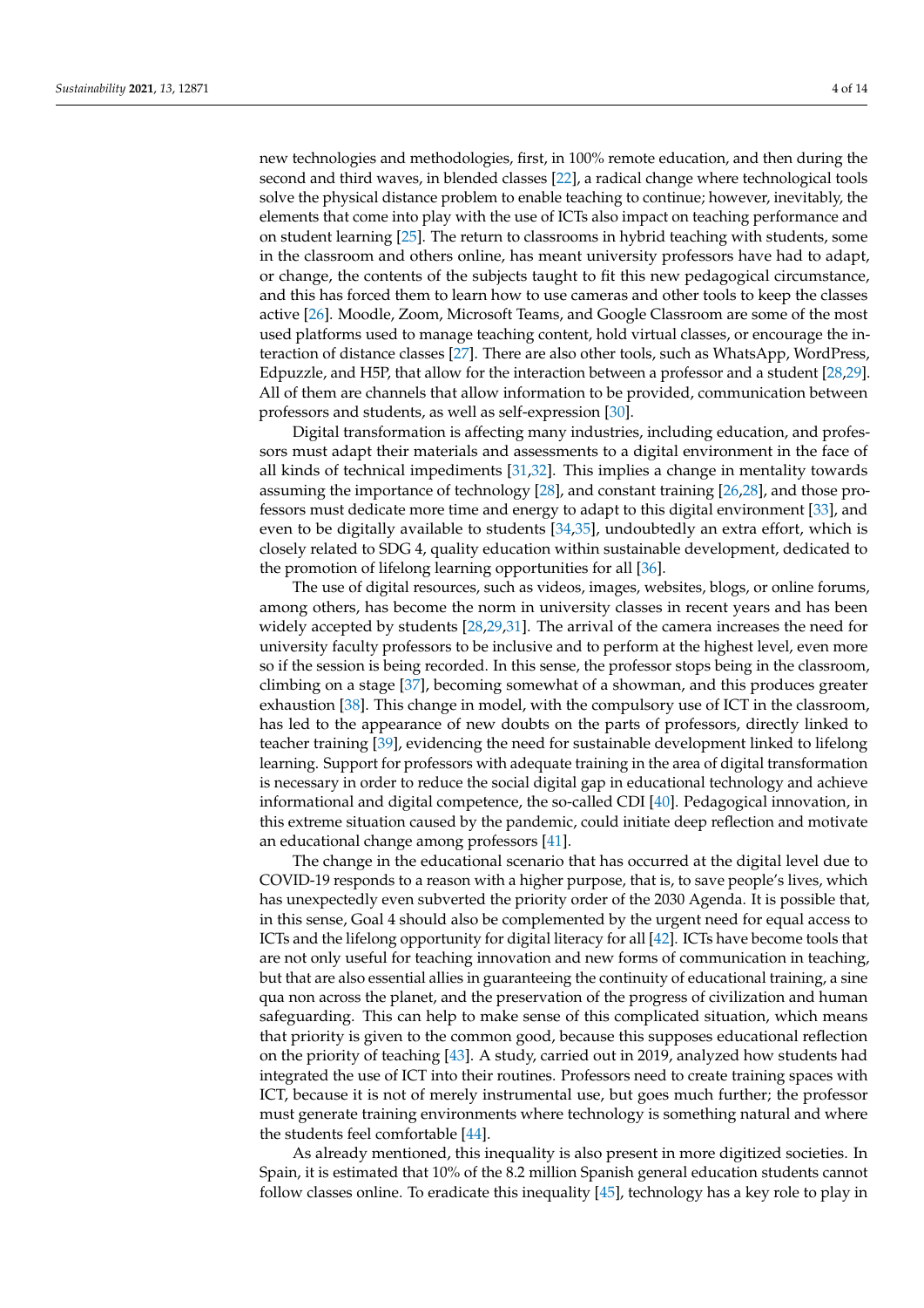new technologies and methodologies, first, in 100% remote education, and then during the second and third waves, in blended classes [22], a radical change where technological tools solve the physical distance problem to enable teaching to continue; however, inevitably, the elements that come into play with the use of ICTs also impact on teaching performance and on student learning [25]. The return to classrooms in hybrid teaching with students, some in the classroom and others online, has meant university professors have had to adapt, or change, the contents of the subjects taught to fit this new pedagogical circumstance, and this has forced them to learn how to use cameras and other tools to keep the classes active [26]. Moodle, Zoom, Microsoft Teams, and Google Classroom are some of the most used platforms used to manage teaching content, hold virtual classes, or encourage the interaction of distance classes [27]. There are also other tools, such as WhatsApp, WordPress, Edpuzzle, and H5P, that allow for the interaction between a professor and a student [28,29]. All of them are channels that allow information to be provided, communication between professors and students, as well as self-expression [30].

Digital transformation is affecting many industries, including education, and professors must adapt their materials and assessments to a digital environment in the face of all kinds of technical impediments [31,32]. This implies a change in mentality towards assuming the importance of technology [28], and constant training [26,28], and those professors must dedicate more time and energy to adapt to this digital environment [33], and even to be digitally available to students [34,35], undoubtedly an extra effort, which is closely related to SDG 4, quality education within sustainable development, dedicated to the promotion of lifelong learning opportunities for all [36].

The use of digital resources, such as videos, images, websites, blogs, or online forums, among others, has become the norm in university classes in recent years and has been widely accepted by students [28,29,31]. The arrival of the camera increases the need for university faculty professors to be inclusive and to perform at the highest level, even more so if the session is being recorded. In this sense, the professor stops being in the classroom, climbing on a stage [37], becoming somewhat of a showman, and this produces greater exhaustion [38]. This change in model, with the compulsory use of ICT in the classroom, has led to the appearance of new doubts on the parts of professors, directly linked to teacher training [39], evidencing the need for sustainable development linked to lifelong learning. Support for professors with adequate training in the area of digital transformation is necessary in order to reduce the social digital gap in educational technology and achieve informational and digital competence, the so-called CDI [40]. Pedagogical innovation, in this extreme situation caused by the pandemic, could initiate deep reflection and motivate an educational change among professors [41].

The change in the educational scenario that has occurred at the digital level due to COVID-19 responds to a reason with a higher purpose, that is, to save people's lives, which has unexpectedly even subverted the priority order of the 2030 Agenda. It is possible that, in this sense, Goal 4 should also be complemented by the urgent need for equal access to ICTs and the lifelong opportunity for digital literacy for all [42]. ICTs have become tools that are not only useful for teaching innovation and new forms of communication in teaching, but that are also essential allies in guaranteeing the continuity of educational training, a sine qua non across the planet, and the preservation of the progress of civilization and human safeguarding. This can help to make sense of this complicated situation, which means that priority is given to the common good, because this supposes educational reflection on the priority of teaching [43]. A study, carried out in 2019, analyzed how students had integrated the use of ICT into their routines. Professors need to create training spaces with ICT, because it is not of merely instrumental use, but goes much further; the professor must generate training environments where technology is something natural and where the students feel comfortable [44].

As already mentioned, this inequality is also present in more digitized societies. In Spain, it is estimated that 10% of the 8.2 million Spanish general education students cannot follow classes online. To eradicate this inequality [45], technology has a key role to play in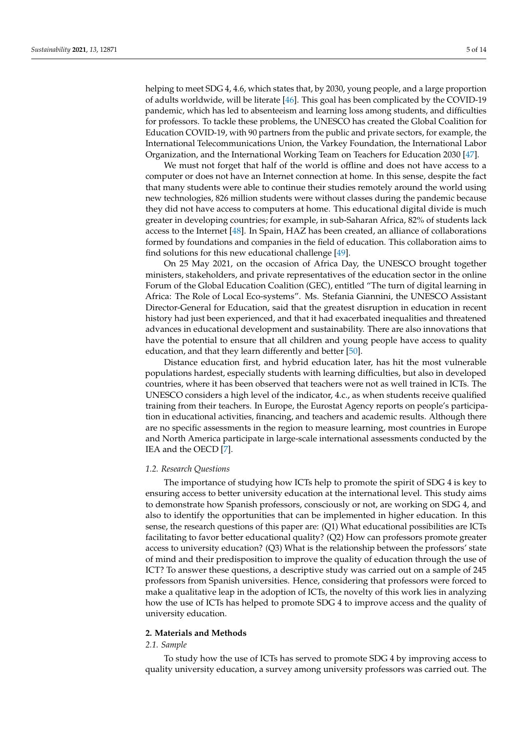helping to meet SDG 4, 4.6, which states that, by 2030, young people, and a large proportion of adults worldwide, will be literate [46]. This goal has been complicated by the COVID-19 pandemic, which has led to absenteeism and learning loss among students, and difficulties for professors. To tackle these problems, the UNESCO has created the Global Coalition for Education COVID-19, with 90 partners from the public and private sectors, for example, the International Telecommunications Union, the Varkey Foundation, the International Labor Organization, and the International Working Team on Teachers for Education 2030 [47].

We must not forget that half of the world is offline and does not have access to a computer or does not have an Internet connection at home. In this sense, despite the fact that many students were able to continue their studies remotely around the world using new technologies, 826 million students were without classes during the pandemic because they did not have access to computers at home. This educational digital divide is much greater in developing countries; for example, in sub-Saharan Africa, 82% of students lack access to the Internet [48]. In Spain, HAZ has been created, an alliance of collaborations formed by foundations and companies in the field of education. This collaboration aims to find solutions for this new educational challenge [49].

On 25 May 2021, on the occasion of Africa Day, the UNESCO brought together ministers, stakeholders, and private representatives of the education sector in the online Forum of the Global Education Coalition (GEC), entitled "The turn of digital learning in Africa: The Role of Local Eco-systems". Ms. Stefania Giannini, the UNESCO Assistant Director-General for Education, said that the greatest disruption in education in recent history had just been experienced, and that it had exacerbated inequalities and threatened advances in educational development and sustainability. There are also innovations that have the potential to ensure that all children and young people have access to quality education, and that they learn differently and better [50].

Distance education first, and hybrid education later, has hit the most vulnerable populations hardest, especially students with learning difficulties, but also in developed countries, where it has been observed that teachers were not as well trained in ICTs. The UNESCO considers a high level of the indicator, 4.c., as when students receive qualified training from their teachers. In Europe, the Eurostat Agency reports on people's participation in educational activities, financing, and teachers and academic results. Although there are no specific assessments in the region to measure learning, most countries in Europe and North America participate in large-scale international assessments conducted by the IEA and the OECD [7].

### *1.2. Research Questions*

The importance of studying how ICTs help to promote the spirit of SDG 4 is key to ensuring access to better university education at the international level. This study aims to demonstrate how Spanish professors, consciously or not, are working on SDG 4, and also to identify the opportunities that can be implemented in higher education. In this sense, the research questions of this paper are: (Q1) What educational possibilities are ICTs facilitating to favor better educational quality? (Q2) How can professors promote greater access to university education? (Q3) What is the relationship between the professors' state of mind and their predisposition to improve the quality of education through the use of ICT? To answer these questions, a descriptive study was carried out on a sample of 245 professors from Spanish universities. Hence, considering that professors were forced to make a qualitative leap in the adoption of ICTs, the novelty of this work lies in analyzing how the use of ICTs has helped to promote SDG 4 to improve access and the quality of university education.

## **2. Materials and Methods**

### *2.1. Sample*

To study how the use of ICTs has served to promote SDG 4 by improving access to quality university education, a survey among university professors was carried out. The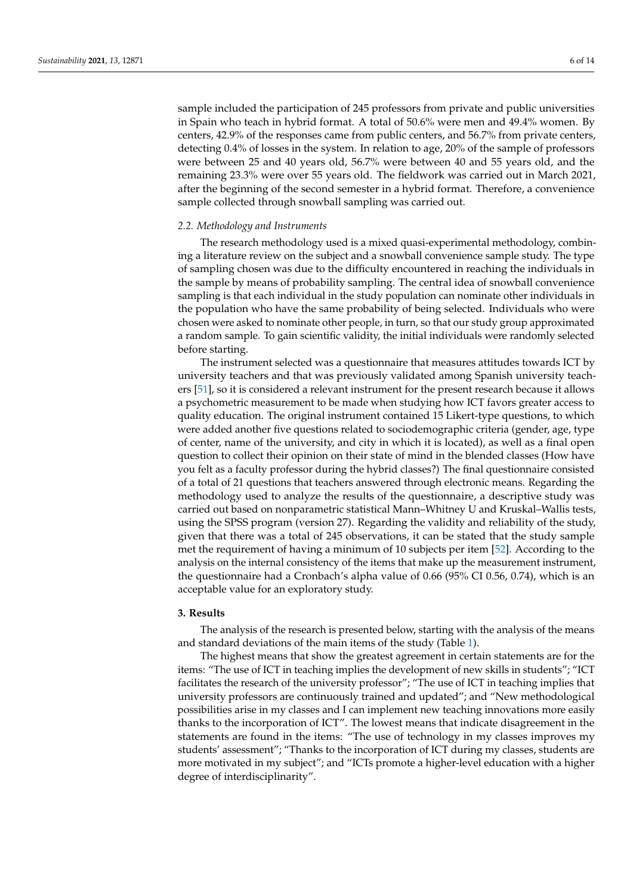sample included the participation of 245 professors from private and public universities in Spain who teach in hybrid format. A total of 50.6% were men and 49.4% women. By centers, 42.9% of the responses came from public centers, and 56.7% from private centers, detecting 0.4% of losses in the system. In relation to age, 20% of the sample of professors were between 25 and 40 years old, 56.7% were between 40 and 55 years old, and the remaining 23.3% were over 55 years old. The fieldwork was carried out in March 2021, after the beginning of the second semester in a hybrid format. Therefore, a convenience sample collected through snowball sampling was carried out.

### 2.2. Methodology and Instruments

The research methodology used is a mixed quasi-experimental methodology, combining a literature review on the subject and a snowball convenience sample study. The type of sampling chosen was due to the difficulty encountered in reaching the individuals in the sample by means of probability sampling. The central idea of snowball convenience sampling is that each individual in the study population can nominate other individuals in the population who have the same probability of being selected. Individuals who were chosen were asked to nominate other people, in turn, so that our study group approximated a random sample. To gain scientific validity, the initial individuals were randomly selected before starting.

The instrument selected was a questionnaire that measures attitudes towards ICT by university teachers and that was previously validated among Spanish university teachers [51], so it is considered a relevant instrument for the present research because it allows a psychometric measurement to be made when studying how ICT favors greater access to quality education. The original instrument contained 15 Likert-type questions, to which were added another five questions related to sociodemographic criteria (gender, age, type of center, name of the university, and city in which it is located), as well as a final open question to collect their opinion on their state of mind in the blended classes (How have you felt as a faculty professor during the hybrid classes?) The final questionnaire consisted of a total of 21 questions that teachers answered through electronic means. Regarding the methodology used to analyze the results of the questionnaire, a descriptive study was carried out based on nonparametric statistical Mann–Whitney U and Kruskal–Wallis tests, using the SPSS program (version 27). Regarding the validity and reliability of the study, given that there was a total of 245 observations, it can be stated that the study sample met the requirement of having a minimum of 10 subjects per item [52]. According to the analysis on the internal consistency of the items that make up the measurement instrument, the questionnaire had a Cronbach's alpha value of 0.66 (95% CI 0.56, 0.74), which is an acceptable value for an exploratory study.

## 3. Results

The analysis of the research is presented below, starting with the analysis of the means and standard deviations of the main items of the study (Table 1).

The highest means that show the greatest agreement in certain statements are for the items: "The use of ICT in teaching implies the development of new skills in students"; "ICT facilitates the research of the university professor"; "The use of ICT in teaching implies that university professors are continuously trained and updated"; and "New methodological possibilities arise in my classes and I can implement new teaching innovations more easily thanks to the incorporation of ICT". The lowest means that indicate disagreement in the statements are found in the items: "The use of technology in my classes improves my students' assessment"; "Thanks to the incorporation of ICT during my classes, students are more motivated in my subject"; and "ICTs promote a higher-level education with a higher degree of interdisciplinarity".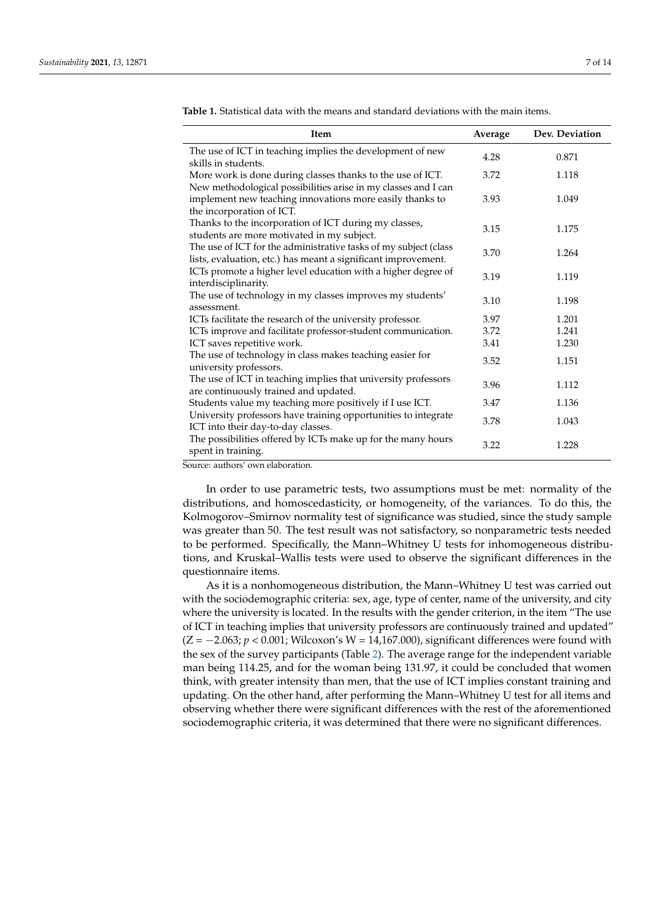**Table 1.** Statistical data with the means and standard deviations with the main items.

| Item | Average | Dev. Deviation |
|---|---|---|
| The use of ICT in teaching implies the development of new skills in students. | 4.28 | 0.871 |
| More work is done during classes thanks to the use of ICT. | 3.72 | 1.118 |
| New methodological possibilities arise in my classes and I can implement new teaching innovations more easily thanks to the incorporation of ICT. | 3.93 | 1.049 |
| Thanks to the incorporation of ICT during my classes, students are more motivated in my subject. | 3.15 | 1.175 |
| The use of ICT for the administrative tasks of my subject (class lists, evaluation, etc.) has meant a significant improvement. | 3.70 | 1.264 |
| ICTs promote a higher level education with a higher degree of interdisciplinarity. | 3.19 | 1.119 |
| The use of technology in my classes improves my students' assessment. | 3.10 | 1.198 |
| ICTs facilitate the research of the university professor. | 3.97 | 1.201 |
| ICTs improve and facilitate professor-student communication. | 3.72 | 1.241 |
| ICT saves repetitive work. | 3.41 | 1.230 |
| The use of technology in class makes teaching easier for university professors. | 3.52 | 1.151 |
| The use of ICT in teaching implies that university professors are continuously trained and updated. | 3.96 | 1.112 |
| Students value my teaching more positively if I use ICT. | 3.47 | 1.136 |
| University professors have training opportunities to integrate ICT into their day-to-day classes. | 3.78 | 1.043 |
| The possibilities offered by ICTs make up for the many hours spent in training. | 3.22 | 1.228 |

Source: authors' own elaboration.

In order to use parametric tests, two assumptions must be met: normality of the distributions, and homoscedasticity, or homogeneity, of the variances. To do this, the Kolmogorov–Smirnov normality test of significance was studied, since the study sample was greater than 50. The test result was not satisfactory, so nonparametric tests needed to be performed. Specifically, the Mann–Whitney U tests for inhomogeneous distributions, and Kruskal–Wallis tests were used to observe the significant differences in the questionnaire items.

As it is a nonhomogeneous distribution, the Mann–Whitney U test was carried out with the sociodemographic criteria: sex, age, type of center, name of the university, and city where the university is located. In the results with the gender criterion, in the item "The use of ICT in teaching implies that university professors are continuously trained and updated" ($Z = -2.063$; $p < 0.001$; Wilcoxon's $W = 14{,}167.000$), significant differences were found with the sex of the survey participants (Table 2). The average range for the independent variable man being 114.25, and for the woman being 131.97, it could be concluded that women think, with greater intensity than men, that the use of ICT implies constant training and updating. On the other hand, after performing the Mann–Whitney U test for all items and observing whether there were significant differences with the rest of the aforementioned sociodemographic criteria, it was determined that there were no significant differences.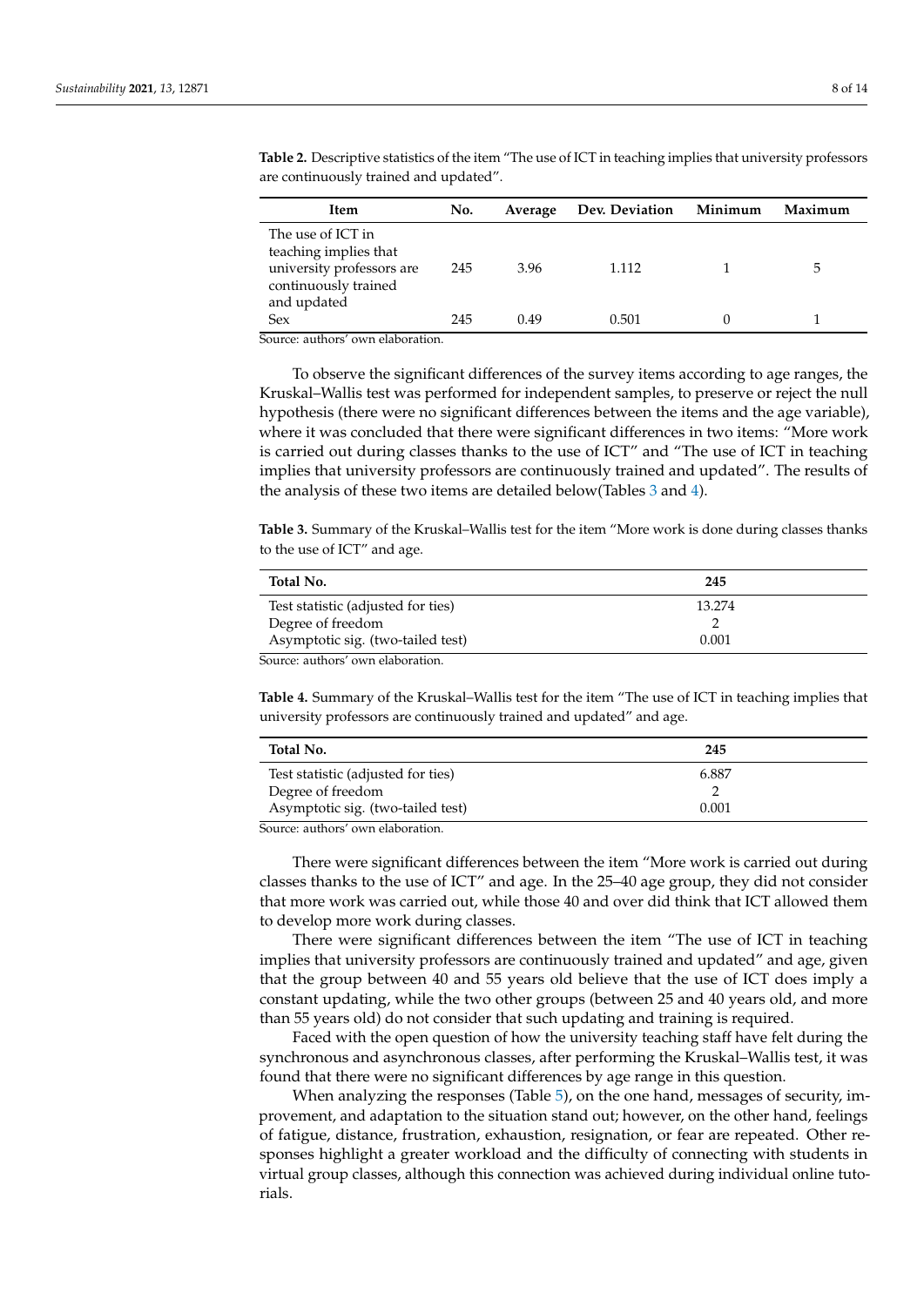**Table 2.** Descriptive statistics of the item "The use of ICT in teaching implies that university professors are continuously trained and updated".

| Item | No. | Average | Dev. Deviation | Minimum | Maximum |
| --- | --- | --- | --- | --- | --- |
| The use of ICT in teaching implies that university professors are continuously trained and updated | 245 | 3.96 | 1.112 | 1 | 5 |
| Sex | 245 | 0.49 | 0.501 | 0 | 1 |

Source: authors' own elaboration.

To observe the significant differences of the survey items according to age ranges, the Kruskal–Wallis test was performed for independent samples, to preserve or reject the null hypothesis (there were no significant differences between the items and the age variable), where it was concluded that there were significant differences in two items: "More work is carried out during classes thanks to the use of ICT" and "The use of ICT in teaching implies that university professors are continuously trained and updated". The results of the analysis of these two items are detailed below(Tables 3 and 4).

**Table 3.** Summary of the Kruskal–Wallis test for the item "More work is done during classes thanks to the use of ICT" and age.

| Total No. | 245 |
| --- | --- |
| Test statistic (adjusted for ties) | 13.274 |
| Degree of freedom | 2 |
| Asymptotic sig. (two-tailed test) | 0.001 |

Source: authors' own elaboration.

**Table 4.** Summary of the Kruskal–Wallis test for the item "The use of ICT in teaching implies that university professors are continuously trained and updated" and age.

| Total No. | 245 |
| --- | --- |
| Test statistic (adjusted for ties) | 6.887 |
| Degree of freedom | 2 |
| Asymptotic sig. (two-tailed test) | 0.001 |

Source: authors' own elaboration.

There were significant differences between the item "More work is carried out during classes thanks to the use of ICT" and age. In the 25–40 age group, they did not consider that more work was carried out, while those 40 and over did think that ICT allowed them to develop more work during classes.

There were significant differences between the item "The use of ICT in teaching implies that university professors are continuously trained and updated" and age, given that the group between 40 and 55 years old believe that the use of ICT does imply a constant updating, while the two other groups (between 25 and 40 years old, and more than 55 years old) do not consider that such updating and training is required.

Faced with the open question of how the university teaching staff have felt during the synchronous and asynchronous classes, after performing the Kruskal–Wallis test, it was found that there were no significant differences by age range in this question.

When analyzing the responses (Table 5), on the one hand, messages of security, improvement, and adaptation to the situation stand out; however, on the other hand, feelings of fatigue, distance, frustration, exhaustion, resignation, or fear are repeated. Other responses highlight a greater workload and the difficulty of connecting with students in virtual group classes, although this connection was achieved during individual online tutorials.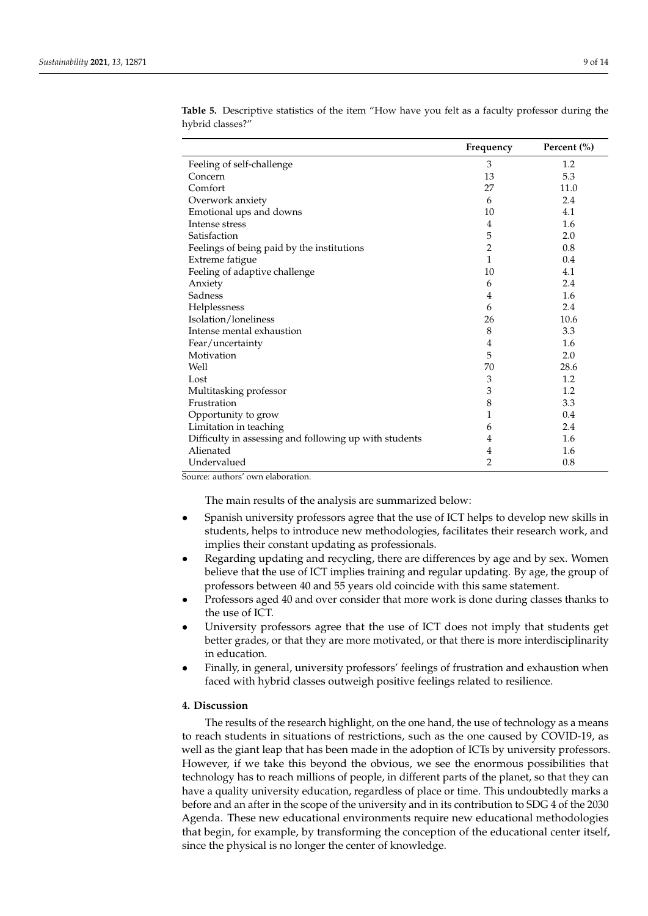**Table 5.** Descriptive statistics of the item "How have you felt as a faculty professor during the hybrid classes?"

| | Frequency | Percent (%) |
|---|---|---|
| Feeling of self-challenge | 3 | 1.2 |
| Concern | 13 | 5.3 |
| Comfort | 27 | 11.0 |
| Overwork anxiety | 6 | 2.4 |
| Emotional ups and downs | 10 | 4.1 |
| Intense stress | 4 | 1.6 |
| Satisfaction | 5 | 2.0 |
| Feelings of being paid by the institutions | 2 | 0.8 |
| Extreme fatigue | 1 | 0.4 |
| Feeling of adaptive challenge | 10 | 4.1 |
| Anxiety | 6 | 2.4 |
| Sadness | 4 | 1.6 |
| Helplessness | 6 | 2.4 |
| Isolation/loneliness | 26 | 10.6 |
| Intense mental exhaustion | 8 | 3.3 |
| Fear/uncertainty | 4 | 1.6 |
| Motivation | 5 | 2.0 |
| Well | 70 | 28.6 |
| Lost | 3 | 1.2 |
| Multitasking professor | 3 | 1.2 |
| Frustration | 8 | 3.3 |
| Opportunity to grow | 1 | 0.4 |
| Limitation in teaching | 6 | 2.4 |
| Difficulty in assessing and following up with students | 4 | 1.6 |
| Alienated | 4 | 1.6 |
| Undervalued | 2 | 0.8 |

Source: authors' own elaboration.

The main results of the analysis are summarized below:

- Spanish university professors agree that the use of ICT helps to develop new skills in students, helps to introduce new methodologies, facilitates their research work, and implies their constant updating as professionals.
- Regarding updating and recycling, there are differences by age and by sex. Women believe that the use of ICT implies training and regular updating. By age, the group of professors between 40 and 55 years old coincide with this same statement.
- Professors aged 40 and over consider that more work is done during classes thanks to the use of ICT.
- University professors agree that the use of ICT does not imply that students get better grades, or that they are more motivated, or that there is more interdisciplinarity in education.
- Finally, in general, university professors' feelings of frustration and exhaustion when faced with hybrid classes outweigh positive feelings related to resilience.

## 4. Discussion

The results of the research highlight, on the one hand, the use of technology as a means to reach students in situations of restrictions, such as the one caused by COVID-19, as well as the giant leap that has been made in the adoption of ICTs by university professors. However, if we take this beyond the obvious, we see the enormous possibilities that technology has to reach millions of people, in different parts of the planet, so that they can have a quality university education, regardless of place or time. This undoubtedly marks a before and an after in the scope of the university and in its contribution to SDG 4 of the 2030 Agenda. These new educational environments require new educational methodologies that begin, for example, by transforming the conception of the educational center itself, since the physical is no longer the center of knowledge.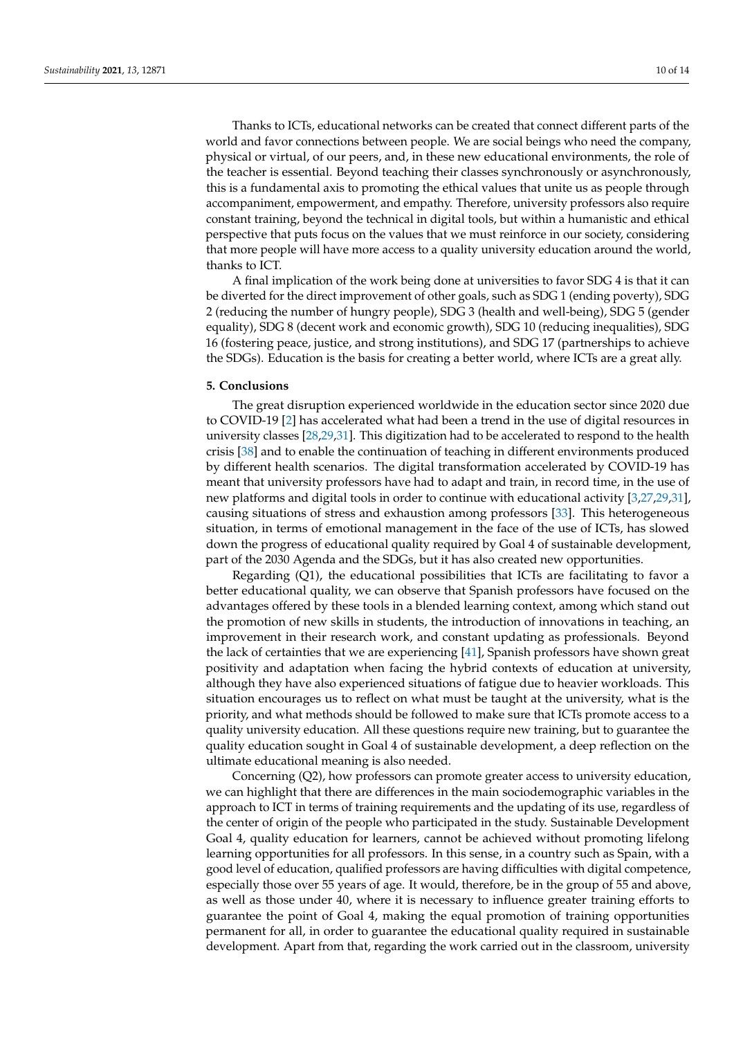Thanks to ICTs, educational networks can be created that connect different parts of the world and favor connections between people. We are social beings who need the company, physical or virtual, of our peers, and, in these new educational environments, the role of the teacher is essential. Beyond teaching their classes synchronously or asynchronously, this is a fundamental axis to promoting the ethical values that unite us as people through accompaniment, empowerment, and empathy. Therefore, university professors also require constant training, beyond the technical in digital tools, but within a humanistic and ethical perspective that puts focus on the values that we must reinforce in our society, considering that more people will have more access to a quality university education around the world, thanks to ICT.

A final implication of the work being done at universities to favor SDG 4 is that it can be diverted for the direct improvement of other goals, such as SDG 1 (ending poverty), SDG 2 (reducing the number of hungry people), SDG 3 (health and well-being), SDG 5 (gender equality), SDG 8 (decent work and economic growth), SDG 10 (reducing inequalities), SDG 16 (fostering peace, justice, and strong institutions), and SDG 17 (partnerships to achieve the SDGs). Education is the basis for creating a better world, where ICTs are a great ally.

## 5. Conclusions

The great disruption experienced worldwide in the education sector since 2020 due to COVID-19 [2] has accelerated what had been a trend in the use of digital resources in university classes [28,29,31]. This digitization had to be accelerated to respond to the health crisis [38] and to enable the continuation of teaching in different environments produced by different health scenarios. The digital transformation accelerated by COVID-19 has meant that university professors have had to adapt and train, in record time, in the use of new platforms and digital tools in order to continue with educational activity [3,27,29,31], causing situations of stress and exhaustion among professors [33]. This heterogeneous situation, in terms of emotional management in the face of the use of ICTs, has slowed down the progress of educational quality required by Goal 4 of sustainable development, part of the 2030 Agenda and the SDGs, but it has also created new opportunities.

Regarding (Q1), the educational possibilities that ICTs are facilitating to favor a better educational quality, we can observe that Spanish professors have focused on the advantages offered by these tools in a blended learning context, among which stand out the promotion of new skills in students, the introduction of innovations in teaching, an improvement in their research work, and constant updating as professionals. Beyond the lack of certainties that we are experiencing [41], Spanish professors have shown great positivity and adaptation when facing the hybrid contexts of education at university, although they have also experienced situations of fatigue due to heavier workloads. This situation encourages us to reflect on what must be taught at the university, what is the priority, and what methods should be followed to make sure that ICTs promote access to a quality university education. All these questions require new training, but to guarantee the quality education sought in Goal 4 of sustainable development, a deep reflection on the ultimate educational meaning is also needed.

Concerning (Q2), how professors can promote greater access to university education, we can highlight that there are differences in the main sociodemographic variables in the approach to ICT in terms of training requirements and the updating of its use, regardless of the center of origin of the people who participated in the study. Sustainable Development Goal 4, quality education for learners, cannot be achieved without promoting lifelong learning opportunities for all professors. In this sense, in a country such as Spain, with a good level of education, qualified professors are having difficulties with digital competence, especially those over 55 years of age. It would, therefore, be in the group of 55 and above, as well as those under 40, where it is necessary to influence greater training efforts to guarantee the point of Goal 4, making the equal promotion of training opportunities permanent for all, in order to guarantee the educational quality required in sustainable development. Apart from that, regarding the work carried out in the classroom, university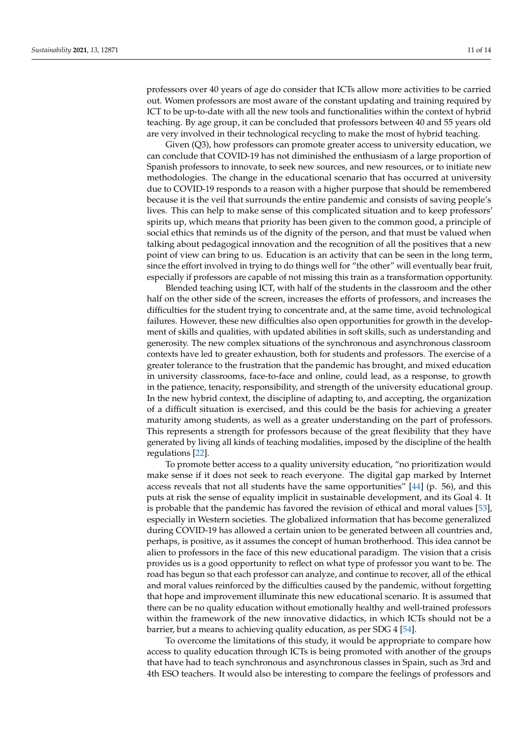professors over 40 years of age do consider that ICTs allow more activities to be carried out. Women professors are most aware of the constant updating and training required by ICT to be up-to-date with all the new tools and functionalities within the context of hybrid teaching. By age group, it can be concluded that professors between 40 and 55 years old are very involved in their technological recycling to make the most of hybrid teaching.

Given (Q3), how professors can promote greater access to university education, we can conclude that COVID-19 has not diminished the enthusiasm of a large proportion of Spanish professors to innovate, to seek new sources, and new resources, or to initiate new methodologies. The change in the educational scenario that has occurred at university due to COVID-19 responds to a reason with a higher purpose that should be remembered because it is the veil that surrounds the entire pandemic and consists of saving people's lives. This can help to make sense of this complicated situation and to keep professors' spirits up, which means that priority has been given to the common good, a principle of social ethics that reminds us of the dignity of the person, and that must be valued when talking about pedagogical innovation and the recognition of all the positives that a new point of view can bring to us. Education is an activity that can be seen in the long term, since the effort involved in trying to do things well for "the other" will eventually bear fruit, especially if professors are capable of not missing this train as a transformation opportunity.

Blended teaching using ICT, with half of the students in the classroom and the other half on the other side of the screen, increases the efforts of professors, and increases the difficulties for the student trying to concentrate and, at the same time, avoid technological failures. However, these new difficulties also open opportunities for growth in the development of skills and qualities, with updated abilities in soft skills, such as understanding and generosity. The new complex situations of the synchronous and asynchronous classroom contexts have led to greater exhaustion, both for students and professors. The exercise of a greater tolerance to the frustration that the pandemic has brought, and mixed education in university classrooms, face-to-face and online, could lead, as a response, to growth in the patience, tenacity, responsibility, and strength of the university educational group. In the new hybrid context, the discipline of adapting to, and accepting, the organization of a difficult situation is exercised, and this could be the basis for achieving a greater maturity among students, as well as a greater understanding on the part of professors. This represents a strength for professors because of the great flexibility that they have generated by living all kinds of teaching modalities, imposed by the discipline of the health regulations [22].

To promote better access to a quality university education, "no prioritization would make sense if it does not seek to reach everyone. The digital gap marked by Internet access reveals that not all students have the same opportunities" [44] (p. 56), and this puts at risk the sense of equality implicit in sustainable development, and its Goal 4. It is probable that the pandemic has favored the revision of ethical and moral values [53], especially in Western societies. The globalized information that has become generalized during COVID-19 has allowed a certain union to be generated between all countries and, perhaps, is positive, as it assumes the concept of human brotherhood. This idea cannot be alien to professors in the face of this new educational paradigm. The vision that a crisis provides us is a good opportunity to reflect on what type of professor you want to be. The road has begun so that each professor can analyze, and continue to recover, all of the ethical and moral values reinforced by the difficulties caused by the pandemic, without forgetting that hope and improvement illuminate this new educational scenario. It is assumed that there can be no quality education without emotionally healthy and well-trained professors within the framework of the new innovative didactics, in which ICTs should not be a barrier, but a means to achieving quality education, as per SDG 4 [54].

To overcome the limitations of this study, it would be appropriate to compare how access to quality education through ICTs is being promoted with another of the groups that have had to teach synchronous and asynchronous classes in Spain, such as 3rd and 4th ESO teachers. It would also be interesting to compare the feelings of professors and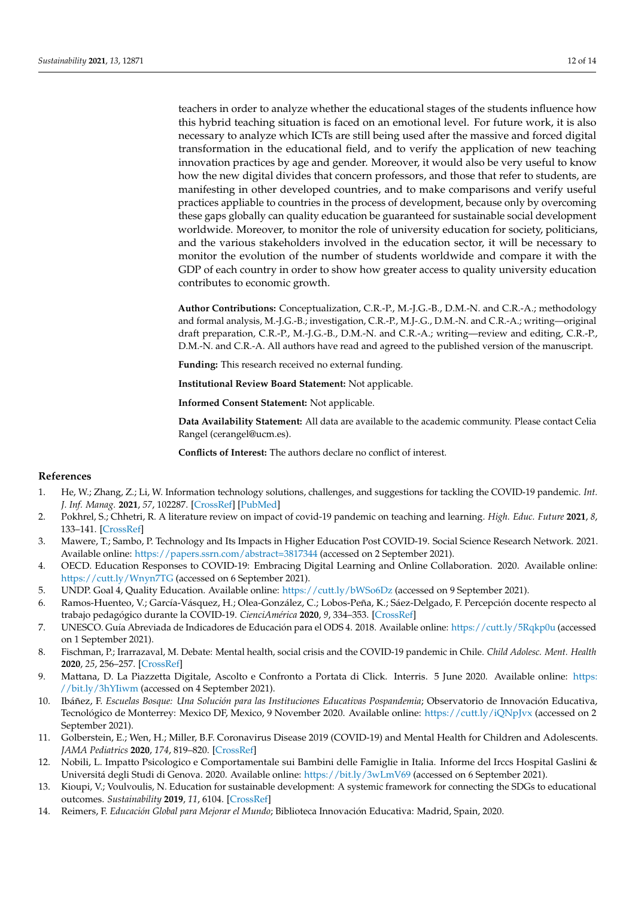teachers in order to analyze whether the educational stages of the students influence how this hybrid teaching situation is faced on an emotional level. For future work, it is also necessary to analyze which ICTs are still being used after the massive and forced digital transformation in the educational field, and to verify the application of new teaching innovation practices by age and gender. Moreover, it would also be very useful to know how the new digital divides that concern professors, and those that refer to students, are manifesting in other developed countries, and to make comparisons and verify useful practices appliable to countries in the process of development, because only by overcoming these gaps globally can quality education be guaranteed for sustainable social development worldwide. Moreover, to monitor the role of university education for society, politicians, and the various stakeholders involved in the education sector, it will be necessary to monitor the evolution of the number of students worldwide and compare it with the GDP of each country in order to show how greater access to quality university education contributes to economic growth.

**Author Contributions:** Conceptualization, C.R.-P., M.-J.G.-B., D.M.-N. and C.R.-A.; methodology and formal analysis, M.-J.G.-B.; investigation, C.R.-P., M.J-.G., D.M.-N. and C.R.-A.; writing—original draft preparation, C.R.-P., M.-J.G.-B., D.M.-N. and C.R.-A.; writing—review and editing, C.R.-P., D.M.-N. and C.R.-A. All authors have read and agreed to the published version of the manuscript.

**Funding:** This research received no external funding.

**Institutional Review Board Statement:** Not applicable.

**Informed Consent Statement:** Not applicable.

**Data Availability Statement:** All data are available to the academic community. Please contact Celia Rangel (cerangel@ucm.es).

**Conflicts of Interest:** The authors declare no conflict of interest.

## References

1. He, W.; Zhang, Z.; Li, W. Information technology solutions, challenges, and suggestions for tackling the COVID-19 pandemic. *Int. J. Inf. Manag.* **2021**, *57*, 102287. [CrossRef] [PubMed]
2. Pokhrel, S.; Chhetri, R. A literature review on impact of covid-19 pandemic on teaching and learning. *High. Educ. Future* **2021**, *8*, 133–141. [CrossRef]
3. Mawere, T.; Sambo, P. Technology and Its Impacts in Higher Education Post COVID-19. Social Science Research Network. 2021. Available online: https://papers.ssrn.com/abstract=3817344 (accessed on 2 September 2021).
4. OECD. Education Responses to COVID-19: Embracing Digital Learning and Online Collaboration. 2020. Available online: https://cutt.ly/Wnyn7TG (accessed on 6 September 2021).
5. UNDP. Goal 4, Quality Education. Available online: https://cutt.ly/bWSo6Dz (accessed on 9 September 2021).
6. Ramos-Huenteo, V.; García-Vásquez, H.; Olea-González, C.; Lobos-Peña, K.; Sáez-Delgado, F. Percepción docente respecto al trabajo pedagógico durante la COVID-19. *CienciAmérica* **2020**, *9*, 334–353. [CrossRef]
7. UNESCO. Guía Abreviada de Indicadores de Educación para el ODS 4. 2018. Available online: https://cutt.ly/5Rqkp0u (accessed on 1 September 2021).
8. Fischman, P.; Irarrazaval, M. Debate: Mental health, social crisis and the COVID-19 pandemic in Chile. *Child Adolesc. Ment. Health* **2020**, *25*, 256–257. [CrossRef]
9. Mattana, D. La Piazzetta Digitale, Ascolto e Confronto a Portata di Click. Interris. 5 June 2020. Available online: https://bit.ly/3hYIiwm (accessed on 4 September 2021).
10. Ibáñez, F. *Escuelas Bosque: Una Solución para las Instituciones Educativas Pospandemia*; Observatorio de Innovación Educativa, Tecnológico de Monterrey: Mexico DF, Mexico, 9 November 2020. Available online: https://cutt.ly/iQNpJvx (accessed on 2 September 2021).
11. Golberstein, E.; Wen, H.; Miller, B.F. Coronavirus Disease 2019 (COVID-19) and Mental Health for Children and Adolescents. *JAMA Pediatrics* **2020**, *174*, 819–820. [CrossRef]
12. Nobili, L. Impatto Psicologico e Comportamentale sui Bambini delle Famiglie in Italia. Informe del Irccs Hospital Gaslini & Universitá degli Studi di Genova. 2020. Available online: https://bit.ly/3wLmV69 (accessed on 6 September 2021).
13. Kioupi, V.; Voulvoulis, N. Education for sustainable development: A systemic framework for connecting the SDGs to educational outcomes. *Sustainability* **2019**, *11*, 6104. [CrossRef]
14. Reimers, F. *Educación Global para Mejorar el Mundo*; Biblioteca Innovación Educativa: Madrid, Spain, 2020.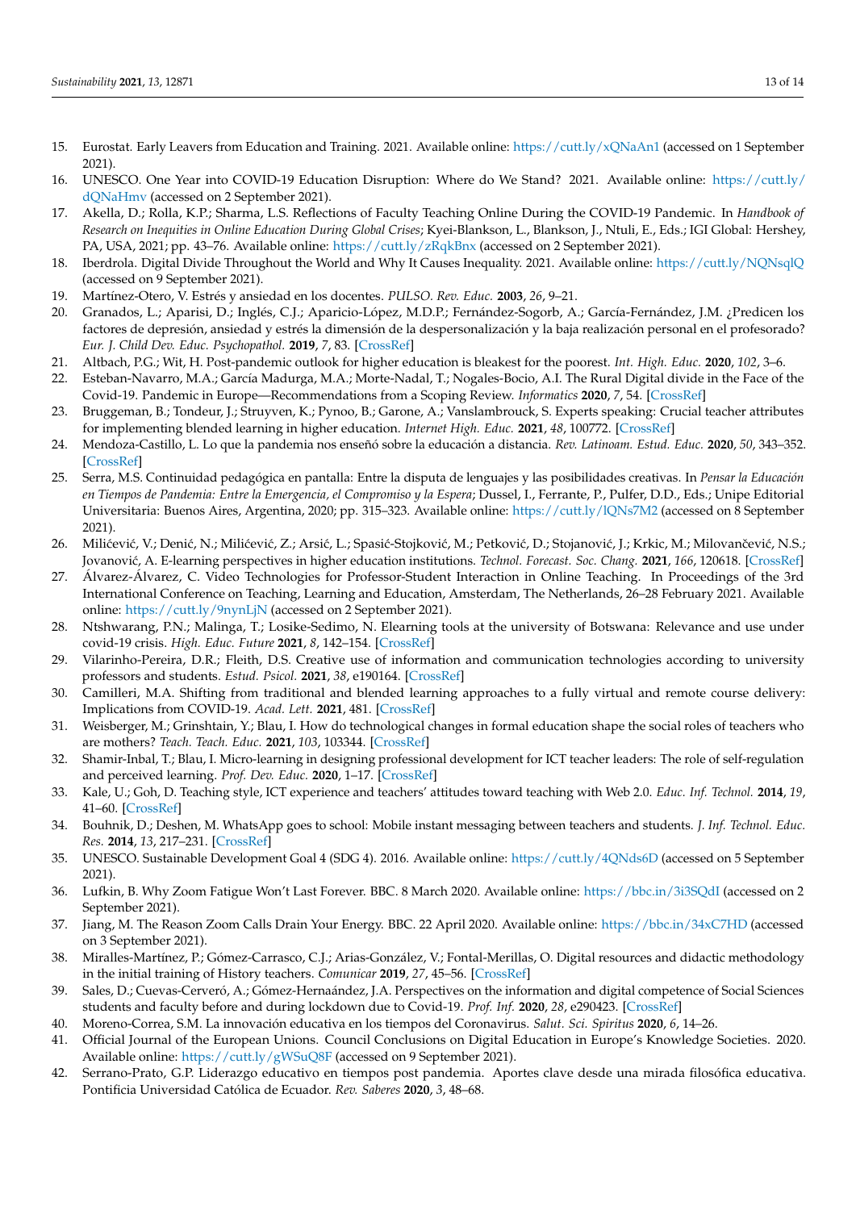15. Eurostat. Early Leavers from Education and Training. 2021. Available online: https://cutt.ly/xQNaAn1 (accessed on 1 September 2021).
16. UNESCO. One Year into COVID-19 Education Disruption: Where do We Stand? 2021. Available online: https://cutt.ly/dQNaHmv (accessed on 2 September 2021).
17. Akella, D.; Rolla, K.P.; Sharma, L.S. Reflections of Faculty Teaching Online During the COVID-19 Pandemic. In *Handbook of Research on Inequities in Online Education During Global Crises*; Kyei-Blankson, L., Blankson, J., Ntuli, E., Eds.; IGI Global: Hershey, PA, USA, 2021; pp. 43–76. Available online: https://cutt.ly/zRqkBnx (accessed on 2 September 2021).
18. Iberdrola. Digital Divide Throughout the World and Why It Causes Inequality. 2021. Available online: https://cutt.ly/NQNsqlQ (accessed on 9 September 2021).
19. Martínez-Otero, V. Estrés y ansiedad en los docentes. *PULSO. Rev. Educ.* **2003**, *26*, 9–21.
20. Granados, L.; Aparisi, D.; Inglés, C.J.; Aparicio-López, M.D.P.; Fernández-Sogorb, A.; García-Fernández, J.M. ¿Predicen los factores de depresión, ansiedad y estrés la dimensión de la despersonalización y la baja realización personal en el profesorado? *Eur. J. Child Dev. Educ. Psychopathol.* **2019**, *7*, 83. [CrossRef]
21. Altbach, P.G.; Wit, H. Post-pandemic outlook for higher education is bleakest for the poorest. *Int. High. Educ.* **2020**, *102*, 3–6.
22. Esteban-Navarro, M.A.; García Madurga, M.A.; Morte-Nadal, T.; Nogales-Bocio, A.I. The Rural Digital divide in the Face of the Covid-19. Pandemic in Europe—Recommendations from a Scoping Review. *Informatics* **2020**, *7*, 54. [CrossRef]
23. Bruggeman, B.; Tondeur, J.; Struyven, K.; Pynoo, B.; Garone, A.; Vanslambrouck, S. Experts speaking: Crucial teacher attributes for implementing blended learning in higher education. *Internet High. Educ.* **2021**, *48*, 100772. [CrossRef]
24. Mendoza-Castillo, L. Lo que la pandemia nos enseñó sobre la educación a distancia. *Rev. Latinoam. Estud. Educ.* **2020**, *50*, 343–352. [CrossRef]
25. Serra, M.S. Continuidad pedagógica en pantalla: Entre la disputa de lenguajes y las posibilidades creativas. In *Pensar la Educación en Tiempos de Pandemia: Entre la Emergencia, el Compromiso y la Espera*; Dussel, I., Ferrante, P., Pulfer, D.D., Eds.; Unipe Editorial Universitaria: Buenos Aires, Argentina, 2020; pp. 315–323. Available online: https://cutt.ly/lQNs7M2 (accessed on 8 September 2021).
26. Milićević, V.; Denić, N.; Milićević, Z.; Arsić, L.; Spasić-Stojković, M.; Petković, D.; Stojanović, J.; Krkic, M.; Milovančević, N.S.; Jovanović, A. E-learning perspectives in higher education institutions. *Technol. Forecast. Soc. Chang.* **2021**, *166*, 120618. [CrossRef]
27. Álvarez-Álvarez, C. Video Technologies for Professor-Student Interaction in Online Teaching. In Proceedings of the 3rd International Conference on Teaching, Learning and Education, Amsterdam, The Netherlands, 26–28 February 2021. Available online: https://cutt.ly/9nynLjN (accessed on 2 September 2021).
28. Ntshwarang, P.N.; Malinga, T.; Losike-Sedimo, N. Elearning tools at the university of Botswana: Relevance and use under covid-19 crisis. *High. Educ. Future* **2021**, *8*, 142–154. [CrossRef]
29. Vilarinho-Pereira, D.R.; Fleith, D.S. Creative use of information and communication technologies according to university professors and students. *Estud. Psicol.* **2021**, *38*, e190164. [CrossRef]
30. Camilleri, M.A. Shifting from traditional and blended learning approaches to a fully virtual and remote course delivery: Implications from COVID-19. *Acad. Lett.* **2021**, 481. [CrossRef]
31. Weisberger, M.; Grinshtain, Y.; Blau, I. How do technological changes in formal education shape the social roles of teachers who are mothers? *Teach. Teach. Educ.* **2021**, *103*, 103344. [CrossRef]
32. Shamir-Inbal, T.; Blau, I. Micro-learning in designing professional development for ICT teacher leaders: The role of self-regulation and perceived learning. *Prof. Dev. Educ.* **2020**, 1–17. [CrossRef]
33. Kale, U.; Goh, D. Teaching style, ICT experience and teachers' attitudes toward teaching with Web 2.0. *Educ. Inf. Technol.* **2014**, *19*, 41–60. [CrossRef]
34. Bouhnik, D.; Deshen, M. WhatsApp goes to school: Mobile instant messaging between teachers and students. *J. Inf. Technol. Educ. Res.* **2014**, *13*, 217–231. [CrossRef]
35. UNESCO. Sustainable Development Goal 4 (SDG 4). 2016. Available online: https://cutt.ly/4QNds6D (accessed on 5 September 2021).
36. Lufkin, B. Why Zoom Fatigue Won't Last Forever. BBC. 8 March 2020. Available online: https://bbc.in/3i3SQdI (accessed on 2 September 2021).
37. Jiang, M. The Reason Zoom Calls Drain Your Energy. BBC. 22 April 2020. Available online: https://bbc.in/34xC7HD (accessed on 3 September 2021).
38. Miralles-Martínez, P.; Gómez-Carrasco, C.J.; Arias-González, V.; Fontal-Merillas, O. Digital resources and didactic methodology in the initial training of History teachers. *Comunicar* **2019**, *27*, 45–56. [CrossRef]
39. Sales, D.; Cuevas-Cerveró, A.; Gómez-Hernaández, J.A. Perspectives on the information and digital competence of Social Sciences students and faculty before and during lockdown due to Covid-19. *Prof. Inf.* **2020**, *28*, e290423. [CrossRef]
40. Moreno-Correa, S.M. La innovación educativa en los tiempos del Coronavirus. *Salut. Sci. Spiritus* **2020**, *6*, 14–26.
41. Official Journal of the European Unions. Council Conclusions on Digital Education in Europe's Knowledge Societies. 2020. Available online: https://cutt.ly/gWSuQ8F (accessed on 9 September 2021).
42. Serrano-Prato, G.P. Liderazgo educativo en tiempos post pandemia. Aportes clave desde una mirada filosófica educativa. Pontificia Universidad Católica de Ecuador. *Rev. Saberes* **2020**, *3*, 48–68.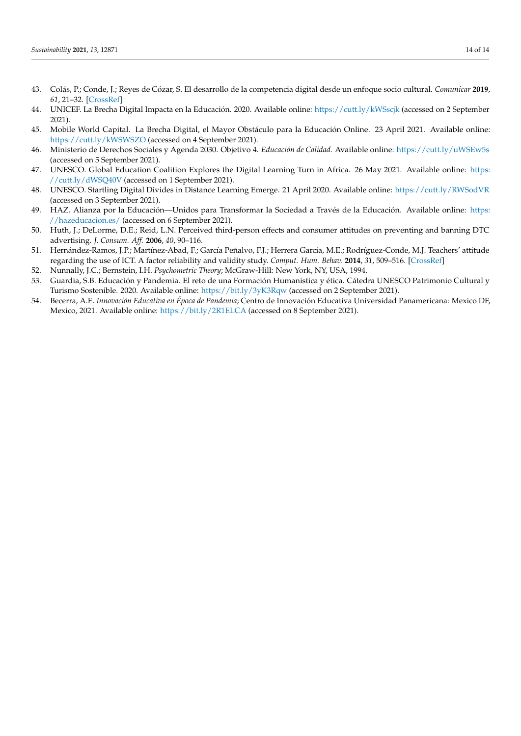43. Colás, P.; Conde, J.; Reyes de Cózar, S. El desarrollo de la competencia digital desde un enfoque socio cultural. *Comunicar* **2019**, *61*, 21–32. [CrossRef]
44. UNICEF. La Brecha Digital Impacta en la Educación. 2020. Available online: https://cutt.ly/kWSscjk (accessed on 2 September 2021).
45. Mobile World Capital. La Brecha Digital, el Mayor Obstáculo para la Educación Online. 23 April 2021. Available online: https://cutt.ly/kWSWSZO (accessed on 4 September 2021).
46. Ministerio de Derechos Sociales y Agenda 2030. Objetivo 4. *Educación de Calidad*. Available online: https://cutt.ly/uWSEw5s (accessed on 5 September 2021).
47. UNESCO. Global Education Coalition Explores the Digital Learning Turn in Africa. 26 May 2021. Available online: https://cutt.ly/dWSQ40V (accessed on 1 September 2021).
48. UNESCO. Startling Digital Divides in Distance Learning Emerge. 21 April 2020. Available online: https://cutt.ly/RWSodVR (accessed on 3 September 2021).
49. HAZ. Alianza por la Educación—Unidos para Transformar la Sociedad a Través de la Educación. Available online: https://hazeducacion.es/ (accessed on 6 September 2021).
50. Huth, J.; DeLorme, D.E.; Reid, L.N. Perceived third-person effects and consumer attitudes on preventing and banning DTC advertising. *J. Consum. Aff.* **2006**, *40*, 90–116.
51. Hernández-Ramos, J.P.; Martínez-Abad, F.; García Peñalvo, F.J.; Herrera García, M.E.; Rodríguez-Conde, M.J. Teachers' attitude regarding the use of ICT. A factor reliability and validity study. *Comput. Hum. Behav.* **2014**, *31*, 509–516. [CrossRef]
52. Nunnally, J.C.; Bernstein, I.H. *Psychometric Theory*; McGraw-Hill: New York, NY, USA, 1994.
53. Guardia, S.B. Educación y Pandemia. El reto de una Formación Humanística y ética. Cátedra UNESCO Patrimonio Cultural y Turismo Sostenible. 2020. Available online: https://bit.ly/3yK3Rqw (accessed on 2 September 2021).
54. Becerra, A.E. *Innovación Educativa en Época de Pandemia*; Centro de Innovación Educativa Universidad Panamericana: Mexico DF, Mexico, 2021. Available online: https://bit.ly/2R1ELCA (accessed on 8 September 2021).